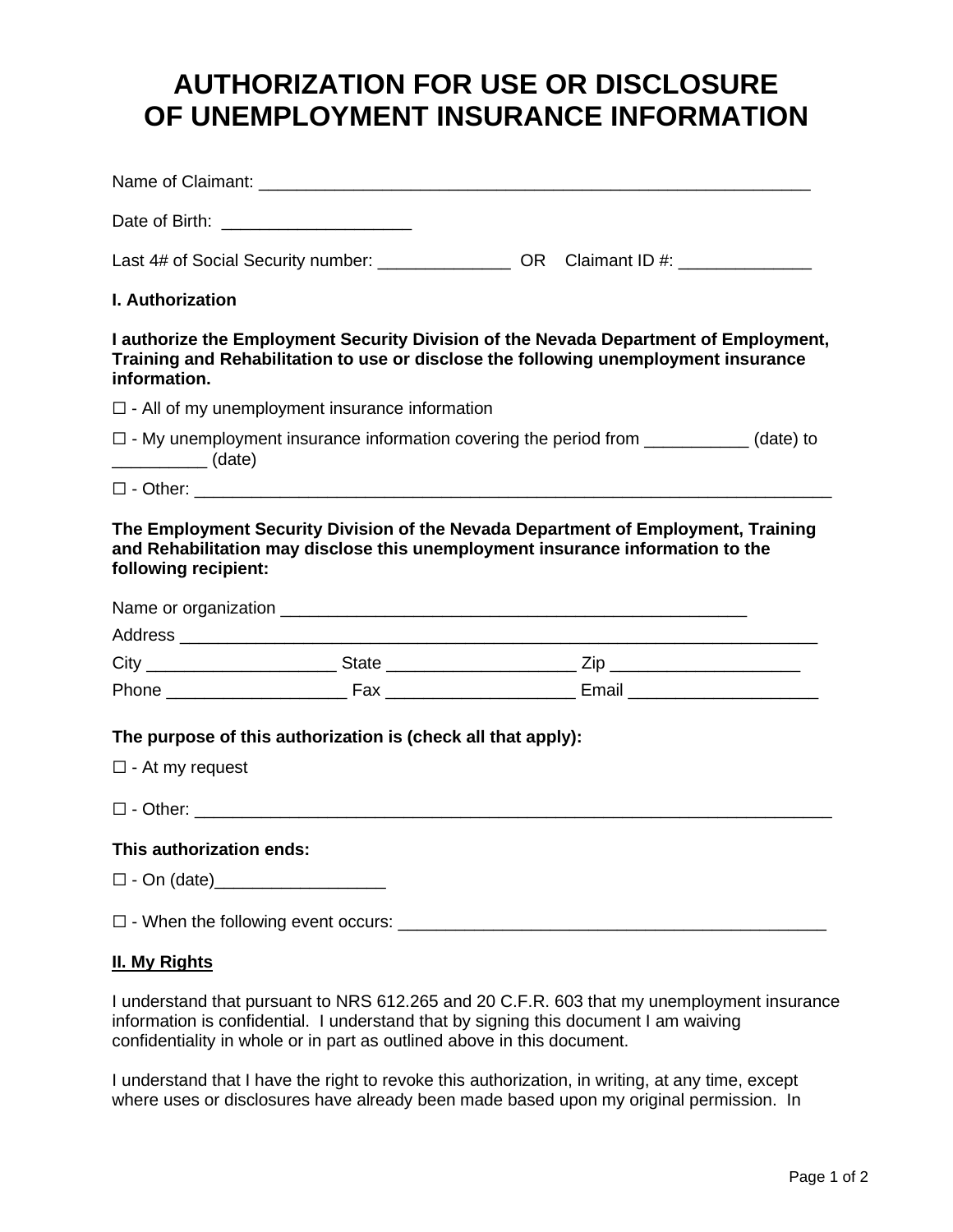# AUTHORIZATION FOR USE OR DISCLOSURE OF UNEMPLOYMENT INSURANCE INFORMATION

Name of Claimant: ___________________________________________________________

Date of Birth: ____________________

Last 4# of Social Security number: ______________ OR Claimant ID #: ______________

**I. Authorization**

**I authorize the Employment Security Division of the Nevada Department of Employment, Training and Rehabilitation to use or disclose the following unemployment insurance information.**

☐ - All of my unemployment insurance information

☐ - My unemployment insurance information covering the period from ___________ (date) to __________ (date)

☐ - Other: ______________________________________________________________________

**The Employment Security Division of the Nevada Department of Employment, Training and Rehabilitation may disclose this unemployment insurance information to the following recipient:**

Name or organization ___________________________________________________

Address _______________________________________________________________________

City ____________________ State ____________________ Zip ____________________

Phone ___________________ Fax ____________________ Email ____________________

**The purpose of this authorization is (check all that apply):**

☐ - At my request

☐ - Other: ______________________________________________________________________

**This authorization ends:**

☐ - On (date)__________________

☐ - When the following event occurs: ______________________________________________

**<u>II. My Rights</u>**

I understand that pursuant to NRS 612.265 and 20 C.F.R. 603 that my unemployment insurance information is confidential. I understand that by signing this document I am waiving confidentiality in whole or in part as outlined above in this document.

I understand that I have the right to revoke this authorization, in writing, at any time, except where uses or disclosures have already been made based upon my original permission. In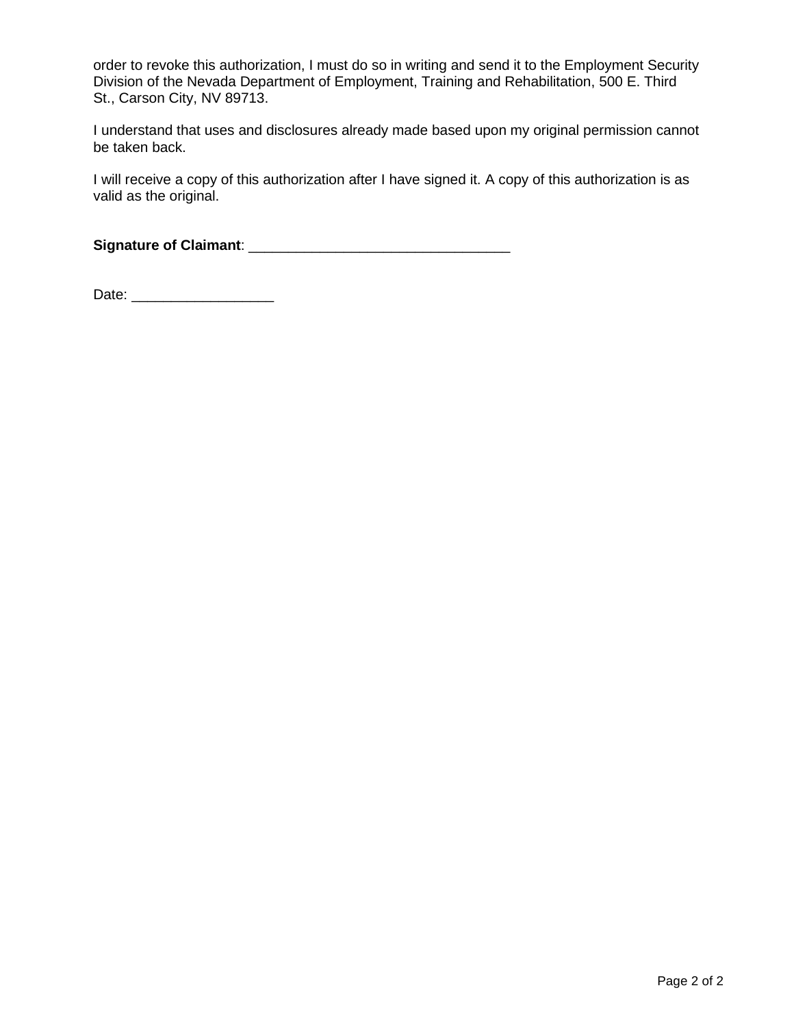order to revoke this authorization, I must do so in writing and send it to the Employment Security Division of the Nevada Department of Employment, Training and Rehabilitation, 500 E. Third St., Carson City, NV 89713.

I understand that uses and disclosures already made based upon my original permission cannot be taken back.

I will receive a copy of this authorization after I have signed it. A copy of this authorization is as valid as the original.

**Signature of Claimant**: _________________________________

Date: __________________